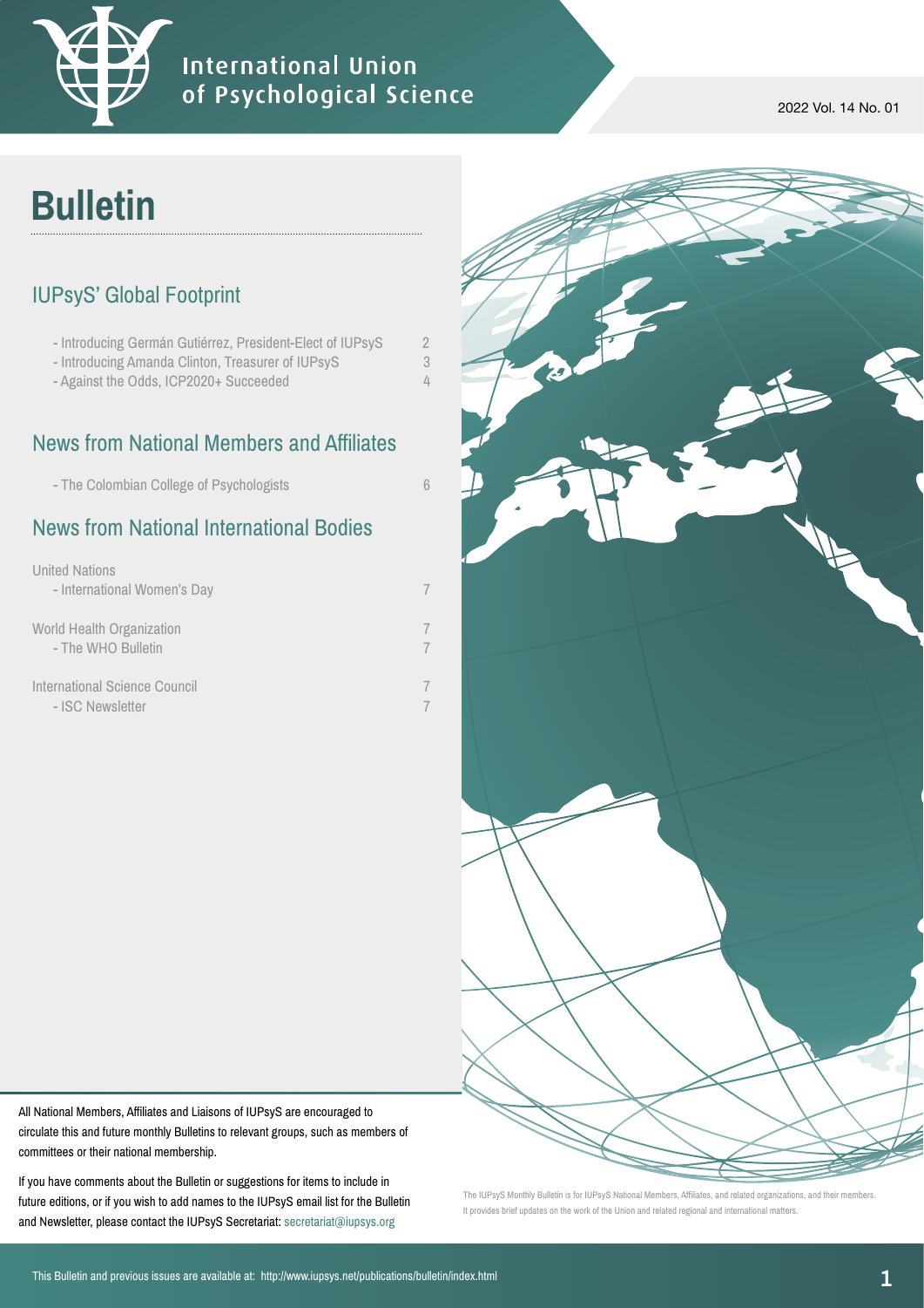# International Union of Psychological Science

2022 Vol. 14 No. 01

# Bulletin

## IUPsyS' Global Footprint

- Introducing Germán Gutiérrez, President-Elect of IUPsyS 2
- Introducing Amanda Clinton, Treasurer of IUPsyS 3
- Against the Odds, ICP2020+ Succeeded 4

## News from National Members and Affiliates

- The Colombian College of Psychologists 6

## News from National International Bodies

United Nations
- International Women's Day 7

World Health Organization 7
- The WHO Bulletin 7

International Science Council 7
- ISC Newsletter 7

All National Members, Affiliates and Liaisons of IUPsyS are encouraged to circulate this and future monthly Bulletins to relevant groups, such as members of committees or their national membership.

If you have comments about the Bulletin or suggestions for items to include in future editions, or if you wish to add names to the IUPsyS email list for the Bulletin and Newsletter, please contact the IUPsyS Secretariat: secretariat@iupsys.org

The IUPsyS Monthly Bulletin is for IUPsyS National Members, Affiliates, and related organizations, and their members. It provides brief updates on the work of the Union and related regional and international matters.

This Bulletin and previous issues are available at: http://www.iupsys.net/publications/bulletin/index.html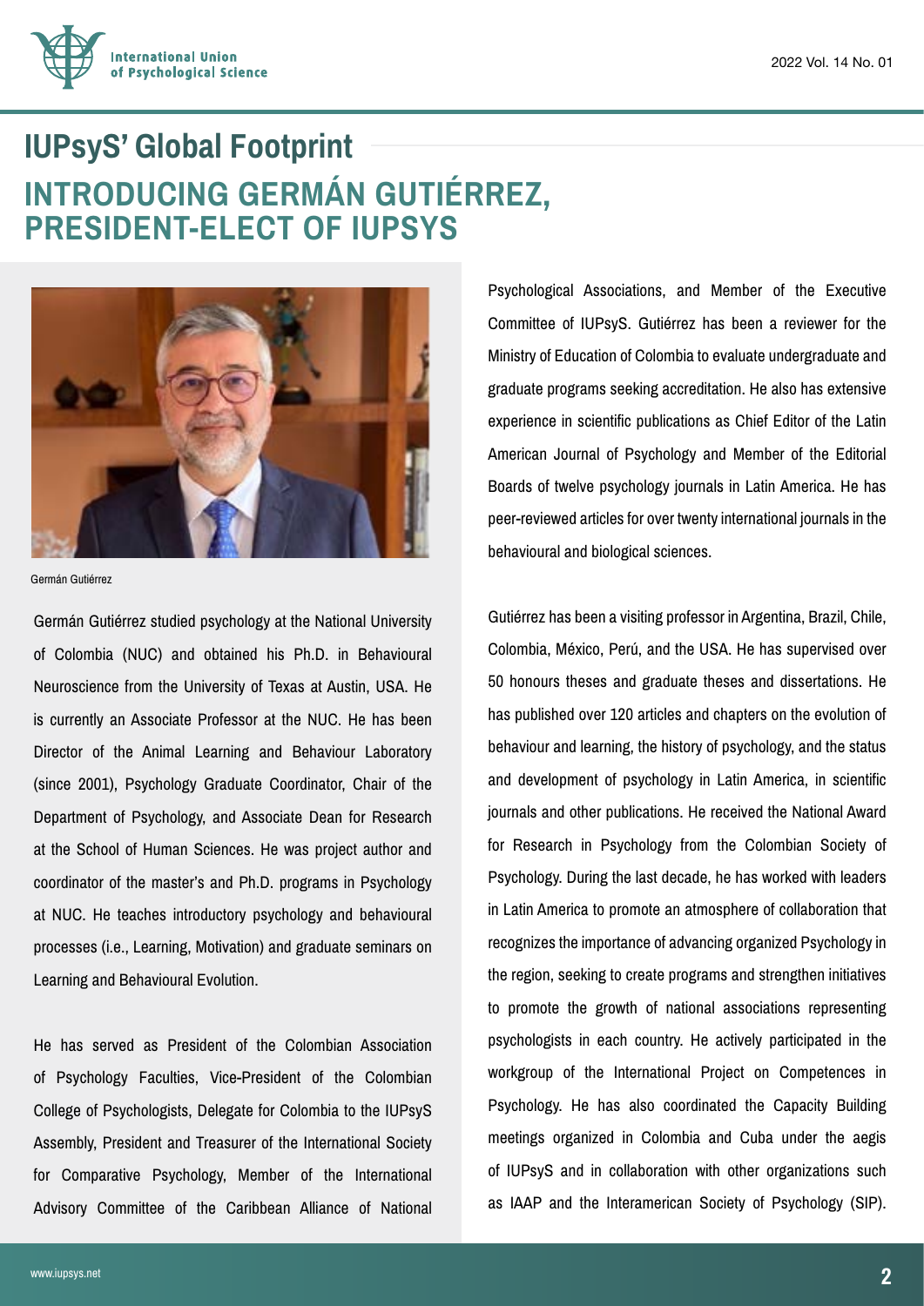# IUPsyS' Global Footprint

## INTRODUCING GERMÁN GUTIÉRREZ, PRESIDENT-ELECT OF IUPSYS

Germán Gutiérrez

Germán Gutiérrez studied psychology at the National University of Colombia (NUC) and obtained his Ph.D. in Behavioural Neuroscience from the University of Texas at Austin, USA. He is currently an Associate Professor at the NUC. He has been Director of the Animal Learning and Behaviour Laboratory (since 2001), Psychology Graduate Coordinator, Chair of the Department of Psychology, and Associate Dean for Research at the School of Human Sciences. He was project author and coordinator of the master's and Ph.D. programs in Psychology at NUC. He teaches introductory psychology and behavioural processes (i.e., Learning, Motivation) and graduate seminars on Learning and Behavioural Evolution.

He has served as President of the Colombian Association of Psychology Faculties, Vice-President of the Colombian College of Psychologists, Delegate for Colombia to the IUPsyS Assembly, President and Treasurer of the International Society for Comparative Psychology, Member of the International Advisory Committee of the Caribbean Alliance of National Psychological Associations, and Member of the Executive Committee of IUPsyS. Gutiérrez has been a reviewer for the Ministry of Education of Colombia to evaluate undergraduate and graduate programs seeking accreditation. He also has extensive experience in scientific publications as Chief Editor of the Latin American Journal of Psychology and Member of the Editorial Boards of twelve psychology journals in Latin America. He has peer-reviewed articles for over twenty international journals in the behavioural and biological sciences.

Gutiérrez has been a visiting professor in Argentina, Brazil, Chile, Colombia, México, Perú, and the USA. He has supervised over 50 honours theses and graduate theses and dissertations. He has published over 120 articles and chapters on the evolution of behaviour and learning, the history of psychology, and the status and development of psychology in Latin America, in scientific journals and other publications. He received the National Award for Research in Psychology from the Colombian Society of Psychology. During the last decade, he has worked with leaders in Latin America to promote an atmosphere of collaboration that recognizes the importance of advancing organized Psychology in the region, seeking to create programs and strengthen initiatives to promote the growth of national associations representing psychologists in each country. He actively participated in the workgroup of the International Project on Competences in Psychology. He has also coordinated the Capacity Building meetings organized in Colombia and Cuba under the aegis of IUPsyS and in collaboration with other organizations such as IAAP and the Interamerican Society of Psychology (SIP).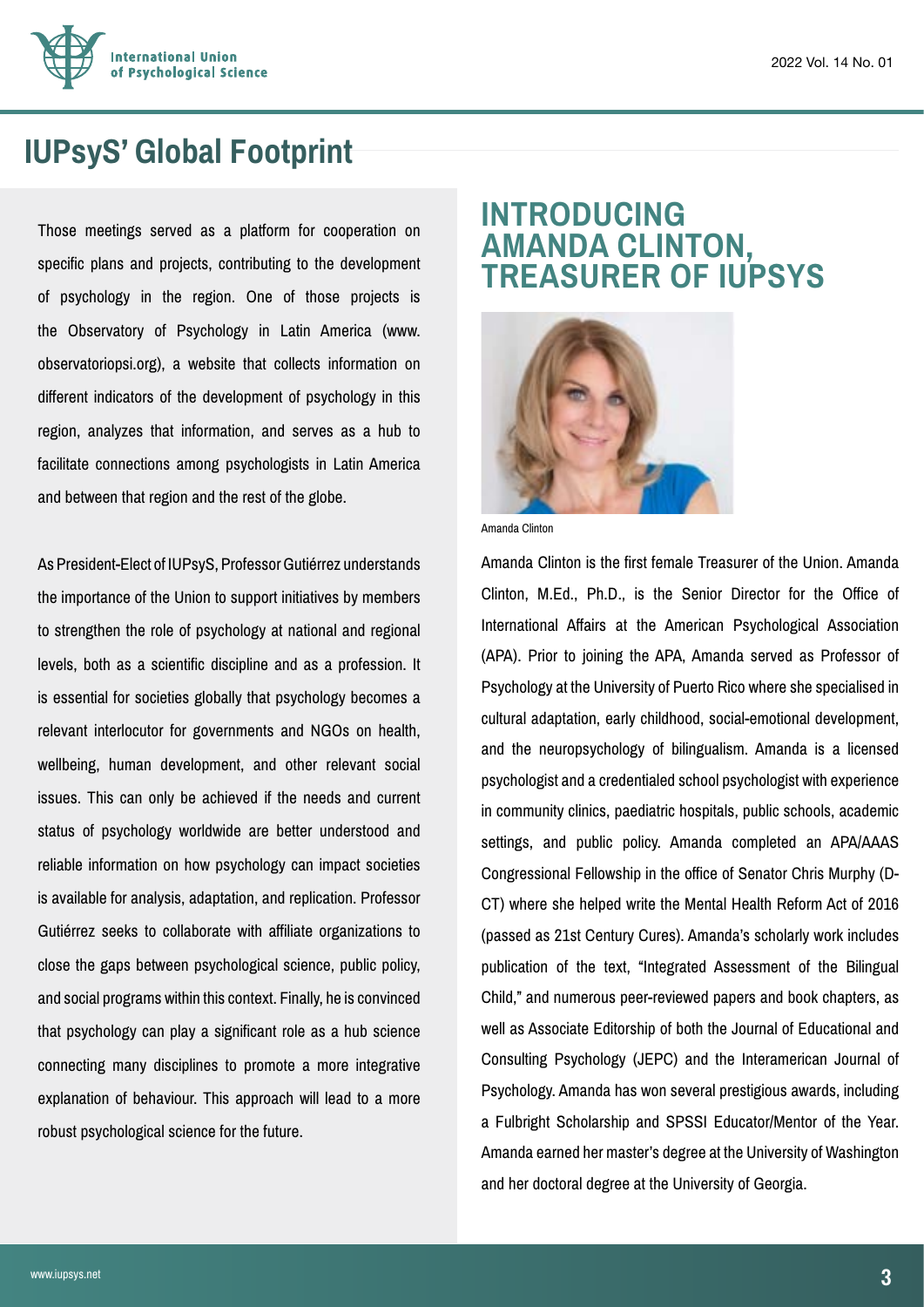## IUPsyS' Global Footprint

Those meetings served as a platform for cooperation on specific plans and projects, contributing to the development of psychology in the region. One of those projects is the Observatory of Psychology in Latin America (www.observatoriopsi.org), a website that collects information on different indicators of the development of psychology in this region, analyzes that information, and serves as a hub to facilitate connections among psychologists in Latin America and between that region and the rest of the globe.

As President-Elect of IUPsyS, Professor Gutiérrez understands the importance of the Union to support initiatives by members to strengthen the role of psychology at national and regional levels, both as a scientific discipline and as a profession. It is essential for societies globally that psychology becomes a relevant interlocutor for governments and NGOs on health, wellbeing, human development, and other relevant social issues. This can only be achieved if the needs and current status of psychology worldwide are better understood and reliable information on how psychology can impact societies is available for analysis, adaptation, and replication. Professor Gutiérrez seeks to collaborate with affiliate organizations to close the gaps between psychological science, public policy, and social programs within this context. Finally, he is convinced that psychology can play a significant role as a hub science connecting many disciplines to promote a more integrative explanation of behaviour. This approach will lead to a more robust psychological science for the future.

## INTRODUCING AMANDA CLINTON, TREASURER OF IUPSYS

Amanda Clinton

Amanda Clinton is the first female Treasurer of the Union. Amanda Clinton, M.Ed., Ph.D., is the Senior Director for the Office of International Affairs at the American Psychological Association (APA). Prior to joining the APA, Amanda served as Professor of Psychology at the University of Puerto Rico where she specialised in cultural adaptation, early childhood, social-emotional development, and the neuropsychology of bilingualism. Amanda is a licensed psychologist and a credentialed school psychologist with experience in community clinics, paediatric hospitals, public schools, academic settings, and public policy. Amanda completed an APA/AAAS Congressional Fellowship in the office of Senator Chris Murphy (D-CT) where she helped write the Mental Health Reform Act of 2016 (passed as 21st Century Cures). Amanda's scholarly work includes publication of the text, "Integrated Assessment of the Bilingual Child," and numerous peer-reviewed papers and book chapters, as well as Associate Editorship of both the Journal of Educational and Consulting Psychology (JEPC) and the Interamerican Journal of Psychology. Amanda has won several prestigious awards, including a Fulbright Scholarship and SPSSI Educator/Mentor of the Year. Amanda earned her master's degree at the University of Washington and her doctoral degree at the University of Georgia.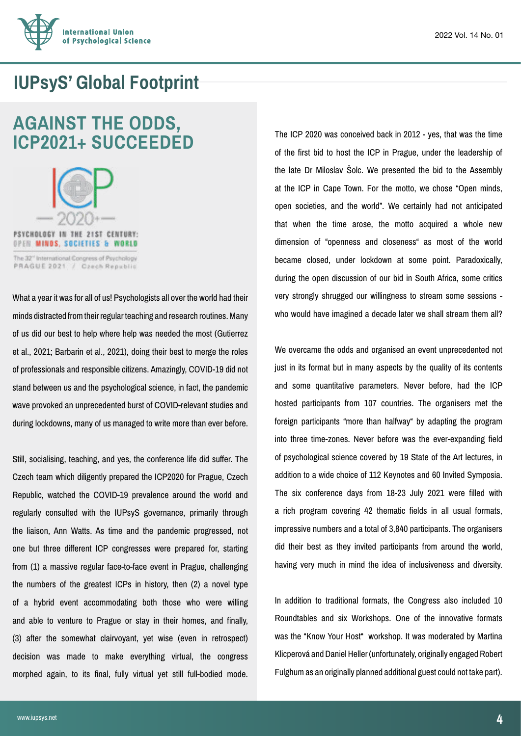## IUPsyS' Global Footprint

# AGAINST THE ODDS, ICP2021+ SUCCEEDED

ICP 2020+

PSYCHOLOGY IN THE 21ST CENTURY: OPEN MINDS, SOCIETIES & WORLD

The 32nd International Congress of Psychology PRAGUE 2021 / Czech Republic

What a year it was for all of us! Psychologists all over the world had their minds distracted from their regular teaching and research routines. Many of us did our best to help where help was needed the most (Gutierrez et al., 2021; Barbarin et al., 2021), doing their best to merge the roles of professionals and responsible citizens. Amazingly, COVID-19 did not stand between us and the psychological science, in fact, the pandemic wave provoked an unprecedented burst of COVID-relevant studies and during lockdowns, many of us managed to write more than ever before.

Still, socialising, teaching, and yes, the conference life did suffer. The Czech team which diligently prepared the ICP2020 for Prague, Czech Republic, watched the COVID-19 prevalence around the world and regularly consulted with the IUPsyS governance, primarily through the liaison, Ann Watts. As time and the pandemic progressed, not one but three different ICP congresses were prepared for, starting from (1) a massive regular face-to-face event in Prague, challenging the numbers of the greatest ICPs in history, then (2) a novel type of a hybrid event accommodating both those who were willing and able to venture to Prague or stay in their homes, and finally, (3) after the somewhat clairvoyant, yet wise (even in retrospect) decision was made to make everything virtual, the congress morphed again, to its final, fully virtual yet still full-bodied mode.

The ICP 2020 was conceived back in 2012 - yes, that was the time of the first bid to host the ICP in Prague, under the leadership of the late Dr Miloslav Šolc. We presented the bid to the Assembly at the ICP in Cape Town. For the motto, we chose "Open minds, open societies, and the world". We certainly had not anticipated that when the time arose, the motto acquired a whole new dimension of "openness and closeness" as most of the world became closed, under lockdown at some point. Paradoxically, during the open discussion of our bid in South Africa, some critics very strongly shrugged our willingness to stream some sessions - who would have imagined a decade later we shall stream them all?

We overcame the odds and organised an event unprecedented not just in its format but in many aspects by the quality of its contents and some quantitative parameters. Never before, had the ICP hosted participants from 107 countries. The organisers met the foreign participants "more than halfway" by adapting the program into three time-zones. Never before was the ever-expanding field of psychological science covered by 19 State of the Art lectures, in addition to a wide choice of 112 Keynotes and 60 Invited Symposia. The six conference days from 18-23 July 2021 were filled with a rich program covering 42 thematic fields in all usual formats, impressive numbers and a total of 3,840 participants. The organisers did their best as they invited participants from around the world, having very much in mind the idea of inclusiveness and diversity.

In addition to traditional formats, the Congress also included 10 Roundtables and six Workshops. One of the innovative formats was the "Know Your Host" workshop. It was moderated by Martina Klicperová and Daniel Heller (unfortunately, originally engaged Robert Fulghum as an originally planned additional guest could not take part).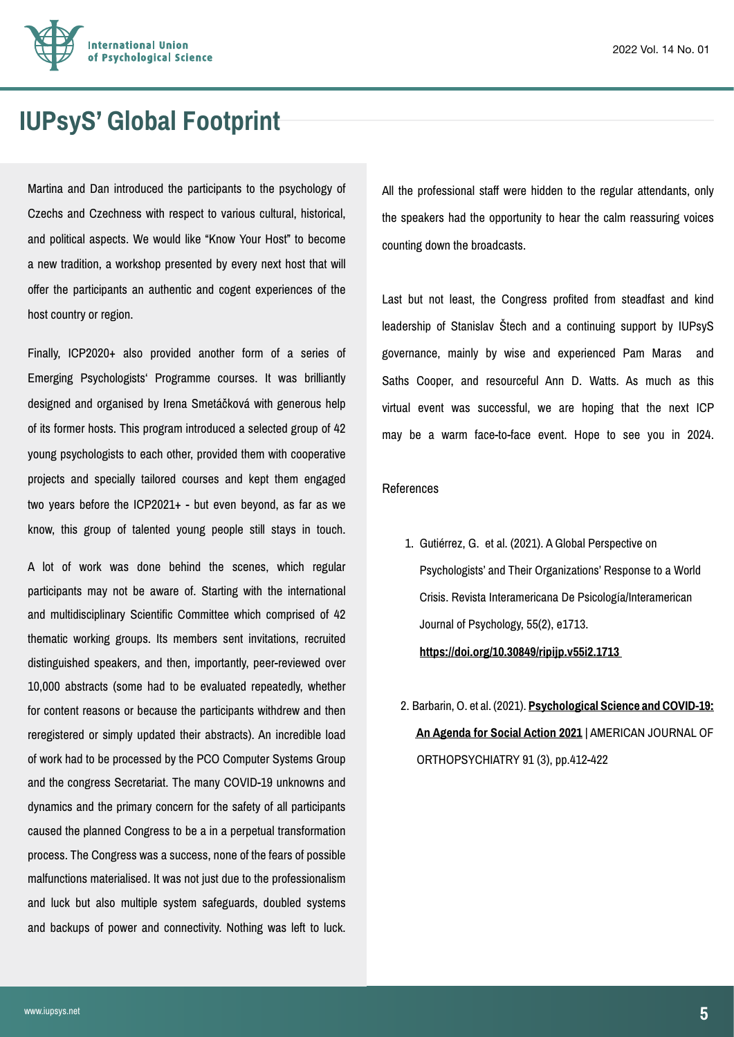# IUPsyS' Global Footprint

Martina and Dan introduced the participants to the psychology of Czechs and Czechness with respect to various cultural, historical, and political aspects. We would like "Know Your Host" to become a new tradition, a workshop presented by every next host that will offer the participants an authentic and cogent experiences of the host country or region.

Finally, ICP2020+ also provided another form of a series of Emerging Psychologists' Programme courses. It was brilliantly designed and organised by Irena Smetáčková with generous help of its former hosts. This program introduced a selected group of 42 young psychologists to each other, provided them with cooperative projects and specially tailored courses and kept them engaged two years before the ICP2021+ - but even beyond, as far as we know, this group of talented young people still stays in touch.

A lot of work was done behind the scenes, which regular participants may not be aware of. Starting with the international and multidisciplinary Scientific Committee which comprised of 42 thematic working groups. Its members sent invitations, recruited distinguished speakers, and then, importantly, peer-reviewed over 10,000 abstracts (some had to be evaluated repeatedly, whether for content reasons or because the participants withdrew and then reregistered or simply updated their abstracts). An incredible load of work had to be processed by the PCO Computer Systems Group and the congress Secretariat. The many COVID-19 unknowns and dynamics and the primary concern for the safety of all participants caused the planned Congress to be a in a perpetual transformation process. The Congress was a success, none of the fears of possible malfunctions materialised. It was not just due to the professionalism and luck but also multiple system safeguards, doubled systems and backups of power and connectivity. Nothing was left to luck.

All the professional staff were hidden to the regular attendants, only the speakers had the opportunity to hear the calm reassuring voices counting down the broadcasts.

Last but not least, the Congress profited from steadfast and kind leadership of Stanislav Štech and a continuing support by IUPsyS governance, mainly by wise and experienced Pam Maras and Saths Cooper, and resourceful Ann D. Watts. As much as this virtual event was successful, we are hoping that the next ICP may be a warm face-to-face event. Hope to see you in 2024.

References

1. Gutiérrez, G. et al. (2021). A Global Perspective on Psychologists' and Their Organizations' Response to a World Crisis. Revista Interamericana De Psicología/Interamerican Journal of Psychology, 55(2), e1713. **https://doi.org/10.30849/ripijp.v55i2.1713**

2. Barbarin, O. et al. (2021). **Psychological Science and COVID-19: An Agenda for Social Action 2021** | AMERICAN JOURNAL OF ORTHOPSYCHIATRY 91 (3), pp.412-422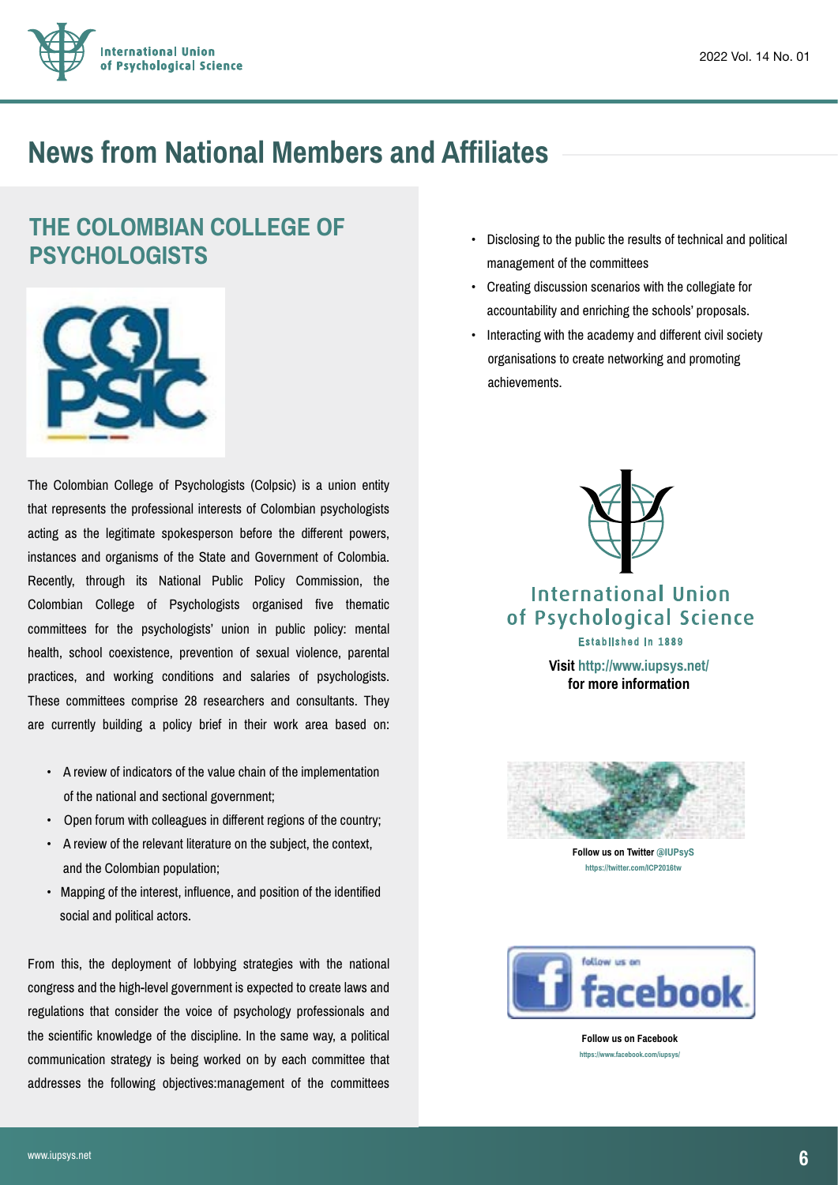# News from National Members and Affiliates

## THE COLOMBIAN COLLEGE OF PSYCHOLOGISTS

The Colombian College of Psychologists (Colpsic) is a union entity that represents the professional interests of Colombian psychologists acting as the legitimate spokesperson before the different powers, instances and organisms of the State and Government of Colombia. Recently, through its National Public Policy Commission, the Colombian College of Psychologists organised five thematic committees for the psychologists' union in public policy: mental health, school coexistence, prevention of sexual violence, parental practices, and working conditions and salaries of psychologists. These committees comprise 28 researchers and consultants. They are currently building a policy brief in their work area based on:

- A review of indicators of the value chain of the implementation of the national and sectional government;
- Open forum with colleagues in different regions of the country;
- A review of the relevant literature on the subject, the context, and the Colombian population;
- Mapping of the interest, influence, and position of the identified social and political actors.

From this, the deployment of lobbying strategies with the national congress and the high-level government is expected to create laws and regulations that consider the voice of psychology professionals and the scientific knowledge of the discipline. In the same way, a political communication strategy is being worked on by each committee that addresses the following objectives:management of the committees

- Disclosing to the public the results of technical and political management of the committees
- Creating discussion scenarios with the collegiate for accountability and enriching the schools' proposals.
- Interacting with the academy and different civil society organisations to create networking and promoting achievements.

International Union of Psychological Science
Established in 1889

**Visit http://www.iupsys.net/ for more information**

**Follow us on Twitter @IUPsyS**
https://twitter.com/ICP2016tw

**Follow us on Facebook**
https://www.facebook.com/iupsys/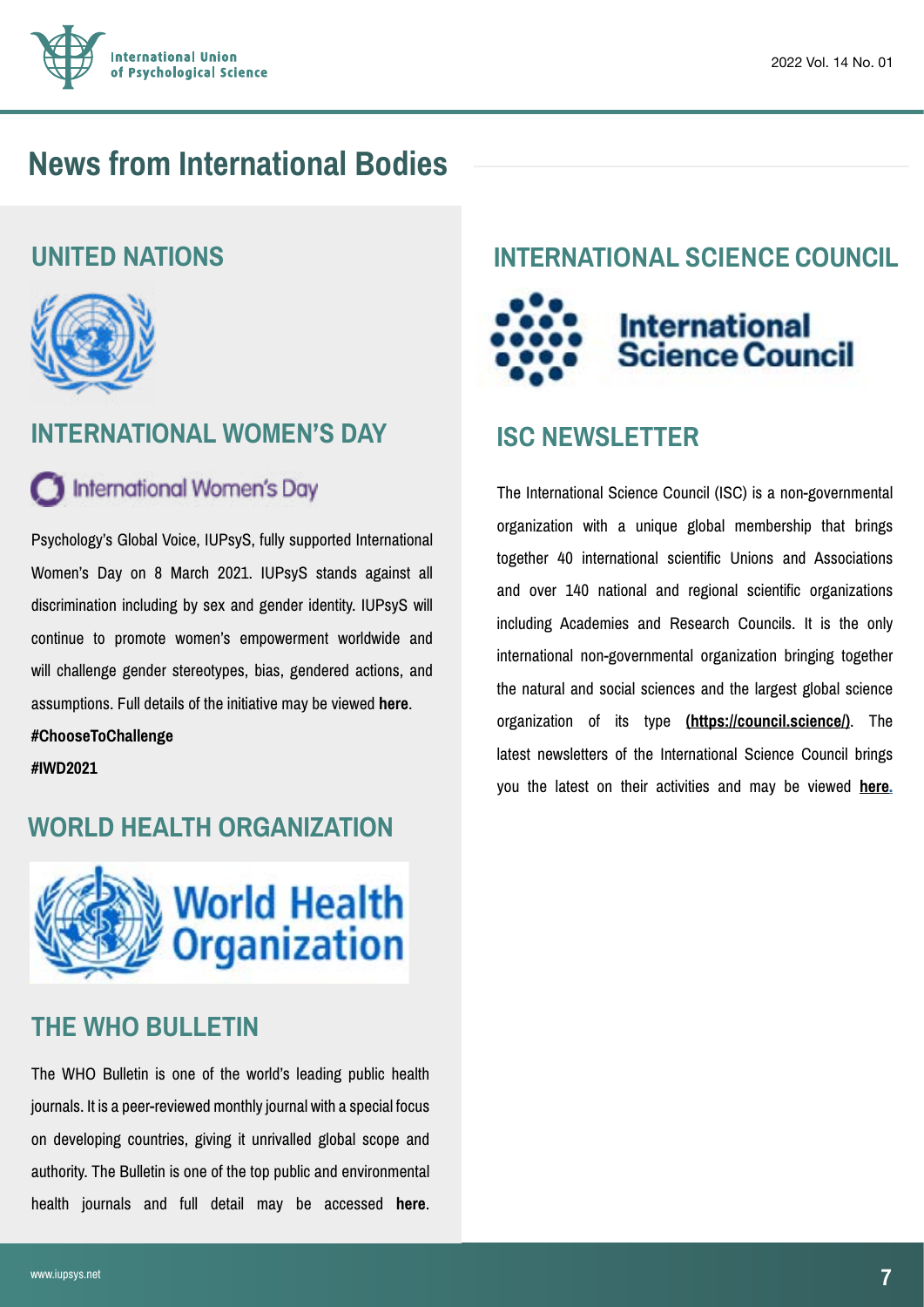# News from International Bodies

## UNITED NATIONS

## INTERNATIONAL WOMEN'S DAY

International Women's Day

Psychology's Global Voice, IUPsyS, fully supported International Women's Day on 8 March 2021. IUPsyS stands against all discrimination including by sex and gender identity. IUPsyS will continue to promote women's empowerment worldwide and will challenge gender stereotypes, bias, gendered actions, and assumptions. Full details of the initiative may be viewed **here**.

**#ChooseToChallenge**

**#IWD2021**

## WORLD HEALTH ORGANIZATION

World Health Organization

## THE WHO BULLETIN

The WHO Bulletin is one of the world's leading public health journals. It is a peer-reviewed monthly journal with a special focus on developing countries, giving it unrivalled global scope and authority. The Bulletin is one of the top public and environmental health journals and full detail may be accessed **here**.

## INTERNATIONAL SCIENCE COUNCIL

International Science Council

## ISC NEWSLETTER

The International Science Council (ISC) is a non-governmental organization with a unique global membership that brings together 40 international scientific Unions and Associations and over 140 national and regional scientific organizations including Academies and Research Councils. It is the only international non-governmental organization bringing together the natural and social sciences and the largest global science organization of its type **(https://council.science/)**. The latest newsletters of the International Science Council brings you the latest on their activities and may be viewed **here**.